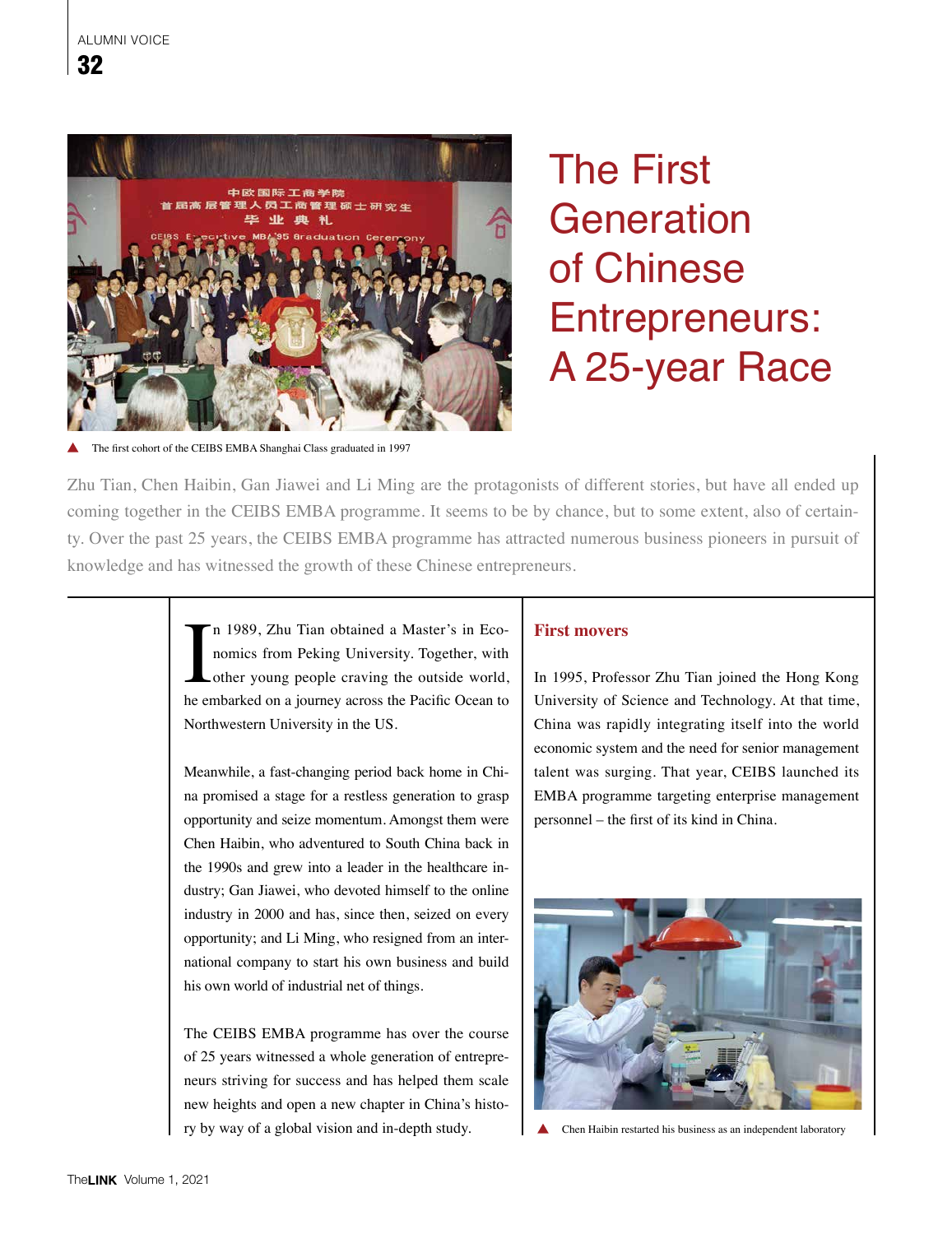# The First Generation of Chinese Entrepreneurs: A 25-year Race

The first cohort of the CEIBS EMBA Shanghai Class graduated in 1997

Zhu Tian, Chen Haibin, Gan Jiawei and Li Ming are the protagonists of different stories, but have all ended up coming together in the CEIBS EMBA programme. It seems to be by chance, but to some extent, also of certainty. Over the past 25 years, the CEIBS EMBA programme has attracted numerous business pioneers in pursuit of knowledge and has witnessed the growth of these Chinese entrepreneurs.

In 1989, Zhu Tian obtained a Master's in Economics from Peking University. Together, with other young people craving the outside world, he embarked on a journey across the Pacific Ocean to Northwestern University in the US.

Meanwhile, a fast-changing period back home in China promised a stage for a restless generation to grasp opportunity and seize momentum. Amongst them were Chen Haibin, who adventured to South China back in the 1990s and grew into a leader in the healthcare industry; Gan Jiawei, who devoted himself to the online industry in 2000 and has, since then, seized on every opportunity; and Li Ming, who resigned from an international company to start his own business and build his own world of industrial net of things.

The CEIBS EMBA programme has over the course of 25 years witnessed a whole generation of entrepreneurs striving for success and has helped them scale new heights and open a new chapter in China's history by way of a global vision and in-depth study.

## First movers

In 1995, Professor Zhu Tian joined the Hong Kong University of Science and Technology. At that time, China was rapidly integrating itself into the world economic system and the need for senior management talent was surging. That year, CEIBS launched its EMBA programme targeting enterprise management personnel – the first of its kind in China.

Chen Haibin restarted his business as an independent laboratory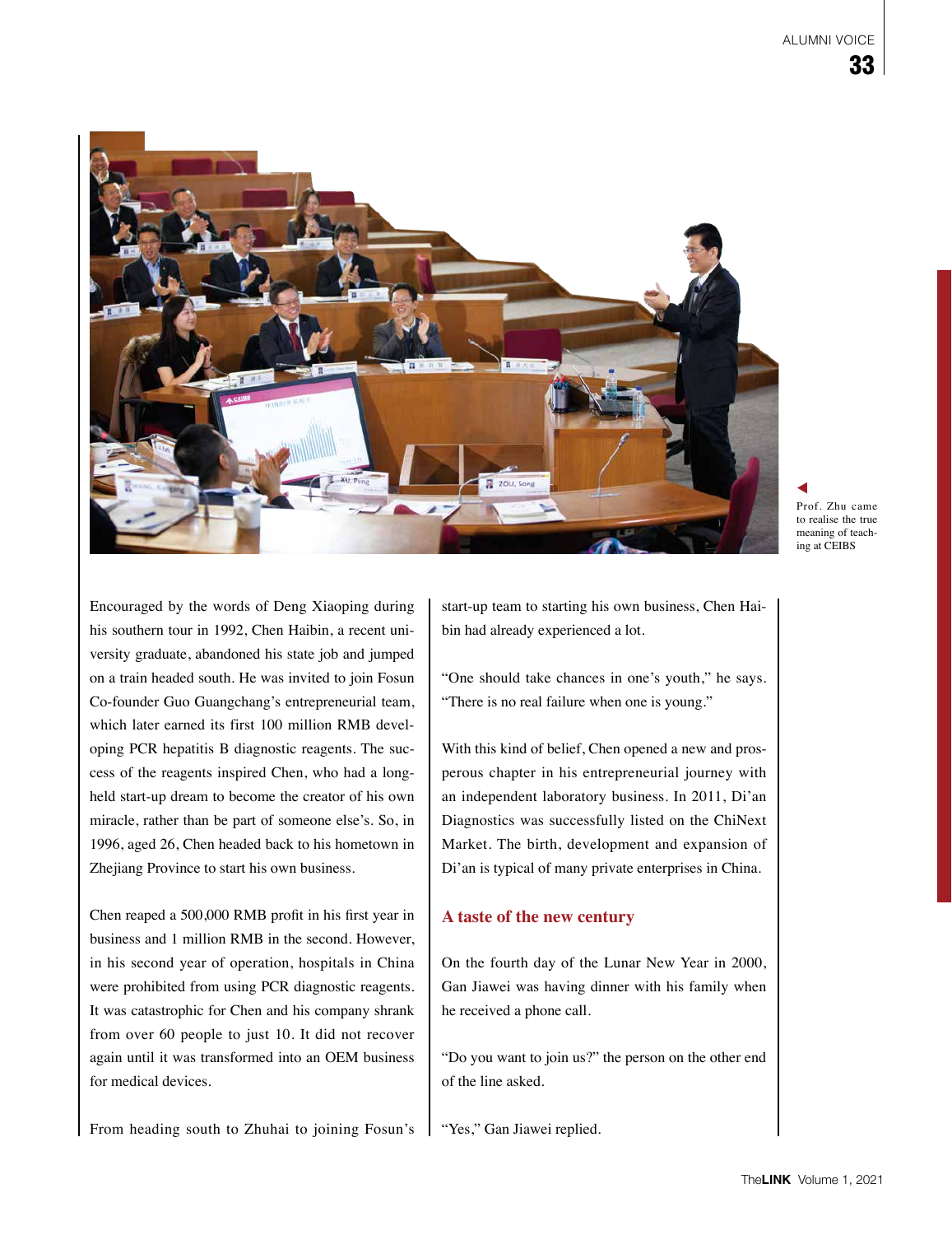Prof. Zhu came to realise the true meaning of teaching at CEIBS

Encouraged by the words of Deng Xiaoping during his southern tour in 1992, Chen Haibin, a recent university graduate, abandoned his state job and jumped on a train headed south. He was invited to join Fosun Co-founder Guo Guangchang's entrepreneurial team, which later earned its first 100 million RMB developing PCR hepatitis B diagnostic reagents. The success of the reagents inspired Chen, who had a long-held start-up dream to become the creator of his own miracle, rather than be part of someone else's. So, in 1996, aged 26, Chen headed back to his hometown in Zhejiang Province to start his own business.

Chen reaped a 500,000 RMB profit in his first year in business and 1 million RMB in the second. However, in his second year of operation, hospitals in China were prohibited from using PCR diagnostic reagents. It was catastrophic for Chen and his company shrank from over 60 people to just 10. It did not recover again until it was transformed into an OEM business for medical devices.

From heading south to Zhuhai to joining Fosun's start-up team to starting his own business, Chen Haibin had already experienced a lot.

"One should take chances in one's youth," he says. "There is no real failure when one is young."

With this kind of belief, Chen opened a new and prosperous chapter in his entrepreneurial journey with an independent laboratory business. In 2011, Di'an Diagnostics was successfully listed on the ChiNext Market. The birth, development and expansion of Di'an is typical of many private enterprises in China.

## A taste of the new century

On the fourth day of the Lunar New Year in 2000, Gan Jiawei was having dinner with his family when he received a phone call.

"Do you want to join us?" the person on the other end of the line asked.

"Yes," Gan Jiawei replied.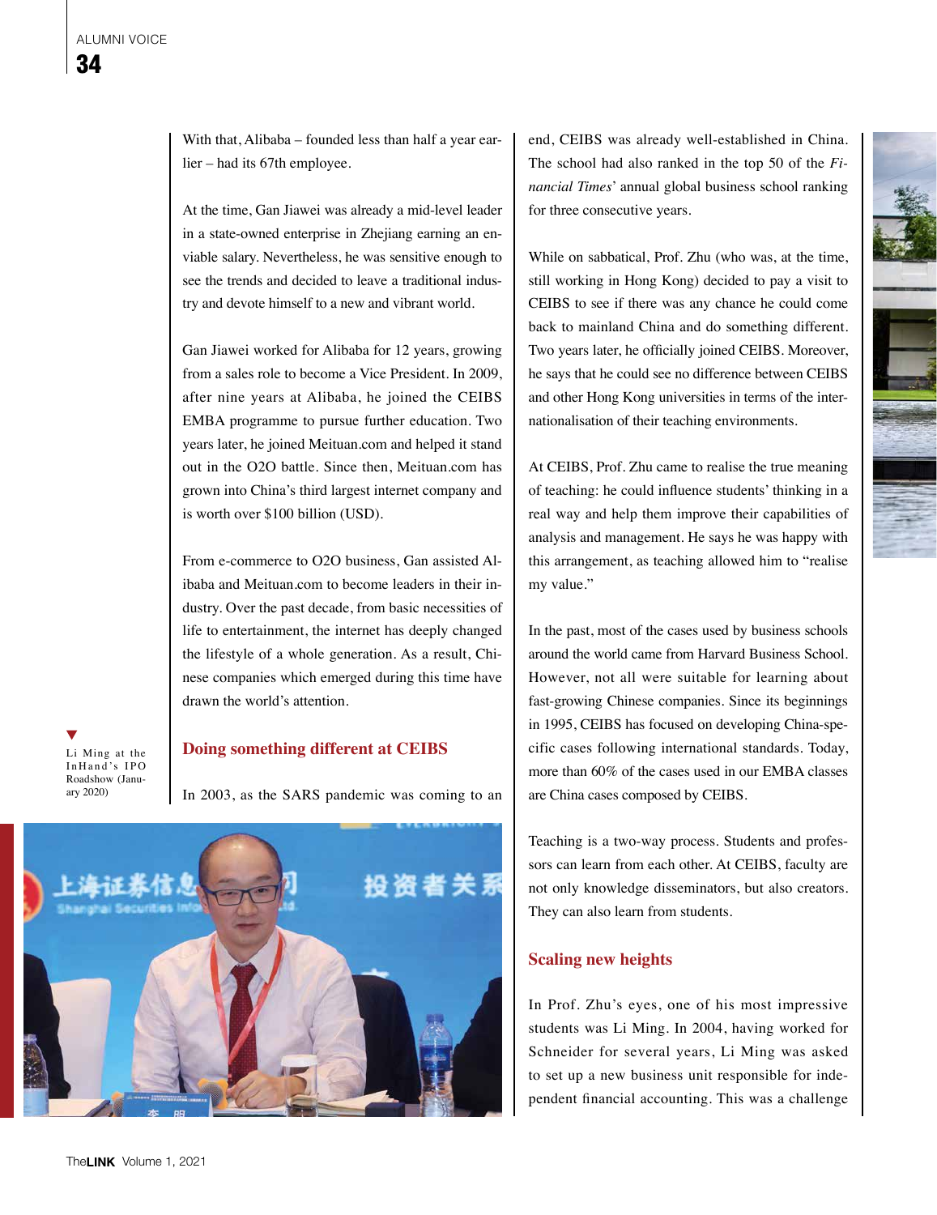With that, Alibaba – founded less than half a year earlier – had its 67th employee.

At the time, Gan Jiawei was already a mid-level leader in a state-owned enterprise in Zhejiang earning an enviable salary. Nevertheless, he was sensitive enough to see the trends and decided to leave a traditional industry and devote himself to a new and vibrant world.

Gan Jiawei worked for Alibaba for 12 years, growing from a sales role to become a Vice President. In 2009, after nine years at Alibaba, he joined the CEIBS EMBA programme to pursue further education. Two years later, he joined Meituan.com and helped it stand out in the O2O battle. Since then, Meituan.com has grown into China's third largest internet company and is worth over $100 billion (USD).

From e-commerce to O2O business, Gan assisted Alibaba and Meituan.com to become leaders in their industry. Over the past decade, from basic necessities of life to entertainment, the internet has deeply changed the lifestyle of a whole generation. As a result, Chinese companies which emerged during this time have drawn the world's attention.

## Doing something different at CEIBS

In 2003, as the SARS pandemic was coming to an end, CEIBS was already well-established in China. The school had also ranked in the top 50 of the *Financial Times*' annual global business school ranking for three consecutive years.

While on sabbatical, Prof. Zhu (who was, at the time, still working in Hong Kong) decided to pay a visit to CEIBS to see if there was any chance he could come back to mainland China and do something different. Two years later, he officially joined CEIBS. Moreover, he says that he could see no difference between CEIBS and other Hong Kong universities in terms of the internationalisation of their teaching environments.

At CEIBS, Prof. Zhu came to realise the true meaning of teaching: he could influence students' thinking in a real way and help them improve their capabilities of analysis and management. He says he was happy with this arrangement, as teaching allowed him to "realise my value."

In the past, most of the cases used by business schools around the world came from Harvard Business School. However, not all were suitable for learning about fast-growing Chinese companies. Since its beginnings in 1995, CEIBS has focused on developing China-specific cases following international standards. Today, more than 60% of the cases used in our EMBA classes are China cases composed by CEIBS.

Teaching is a two-way process. Students and professors can learn from each other. At CEIBS, faculty are not only knowledge disseminators, but also creators. They can also learn from students.

## Scaling new heights

In Prof. Zhu's eyes, one of his most impressive students was Li Ming. In 2004, having worked for Schneider for several years, Li Ming was asked to set up a new business unit responsible for independent financial accounting. This was a challenge

Li Ming at the InHand's IPO Roadshow (January 2020)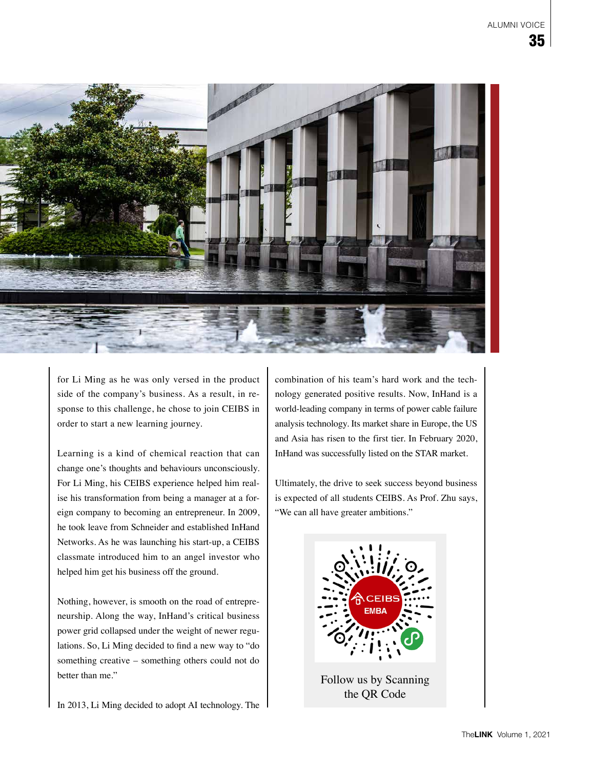for Li Ming as he was only versed in the product side of the company's business. As a result, in response to this challenge, he chose to join CEIBS in order to start a new learning journey.

Learning is a kind of chemical reaction that can change one's thoughts and behaviours unconsciously. For Li Ming, his CEIBS experience helped him realise his transformation from being a manager at a foreign company to becoming an entrepreneur. In 2009, he took leave from Schneider and established InHand Networks. As he was launching his start-up, a CEIBS classmate introduced him to an angel investor who helped him get his business off the ground.

Nothing, however, is smooth on the road of entrepreneurship. Along the way, InHand's critical business power grid collapsed under the weight of newer regulations. So, Li Ming decided to find a new way to "do something creative – something others could not do better than me."

In 2013, Li Ming decided to adopt AI technology. The combination of his team's hard work and the technology generated positive results. Now, InHand is a world-leading company in terms of power cable failure analysis technology. Its market share in Europe, the US and Asia has risen to the first tier. In February 2020, InHand was successfully listed on the STAR market.

Ultimately, the drive to seek success beyond business is expected of all students CEIBS. As Prof. Zhu says, "We can all have greater ambitions."

Follow us by Scanning the QR Code